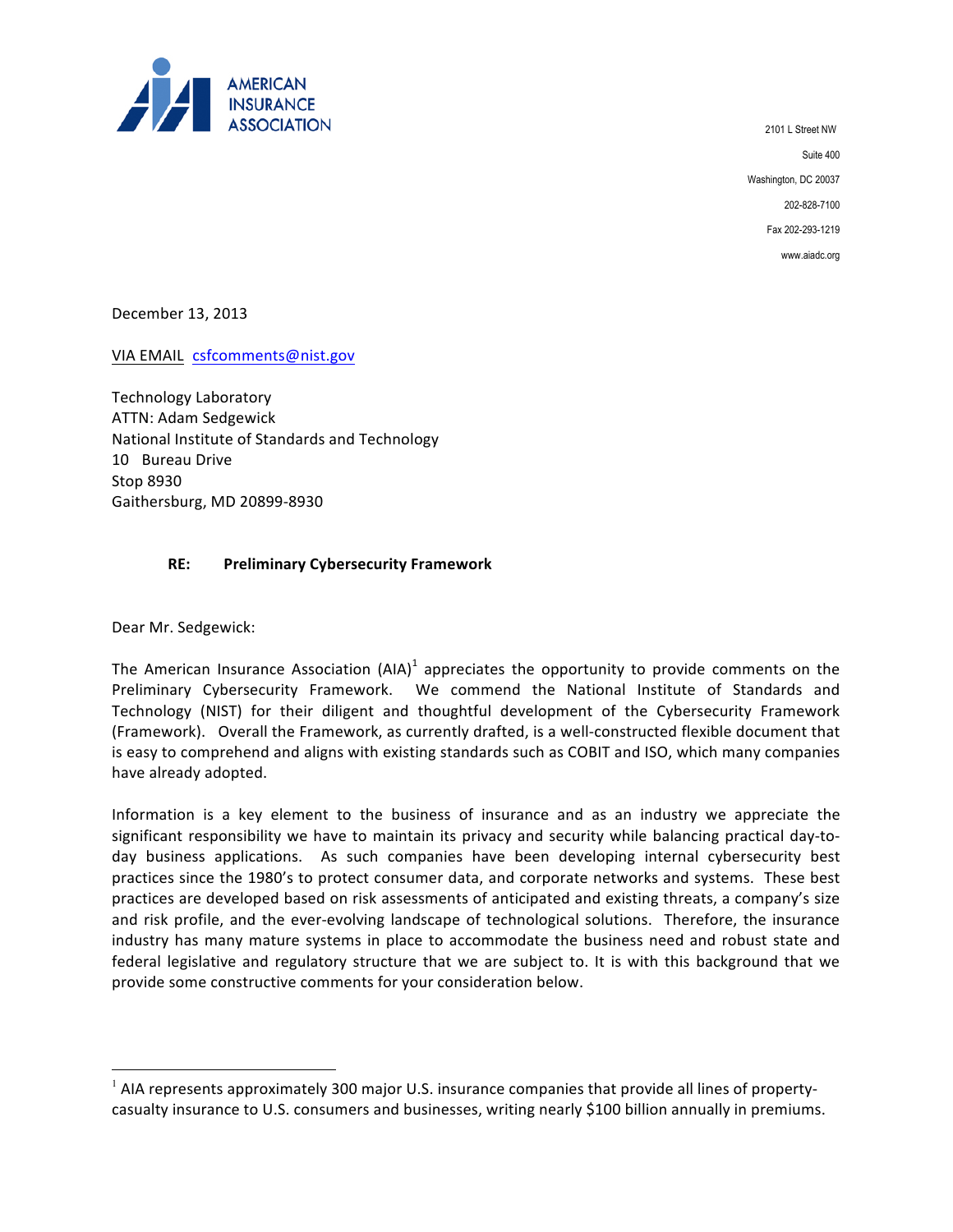**AMERICAN INSURANCE ASSOCIATION**

2101 L Street NW
Suite 400
Washington, DC 20037
202-828-7100
Fax 202-293-1219
www.aiadc.org

December 13, 2013

VIA EMAIL csfcomments@nist.gov

Technology Laboratory
ATTN: Adam Sedgewick
National Institute of Standards and Technology
10 Bureau Drive
Stop 8930
Gaithersburg, MD 20899-8930

**RE: Preliminary Cybersecurity Framework**

Dear Mr. Sedgewick:

The American Insurance Association (AIA)[1] appreciates the opportunity to provide comments on the Preliminary Cybersecurity Framework. We commend the National Institute of Standards and Technology (NIST) for their diligent and thoughtful development of the Cybersecurity Framework (Framework). Overall the Framework, as currently drafted, is a well-constructed flexible document that is easy to comprehend and aligns with existing standards such as COBIT and ISO, which many companies have already adopted.

Information is a key element to the business of insurance and as an industry we appreciate the significant responsibility we have to maintain its privacy and security while balancing practical day-to-day business applications. As such companies have been developing internal cybersecurity best practices since the 1980's to protect consumer data, and corporate networks and systems. These best practices are developed based on risk assessments of anticipated and existing threats, a company's size and risk profile, and the ever-evolving landscape of technological solutions. Therefore, the insurance industry has many mature systems in place to accommodate the business need and robust state and federal legislative and regulatory structure that we are subject to. It is with this background that we provide some constructive comments for your consideration below.

[1] AIA represents approximately 300 major U.S. insurance companies that provide all lines of property-casualty insurance to U.S. consumers and businesses, writing nearly $100 billion annually in premiums.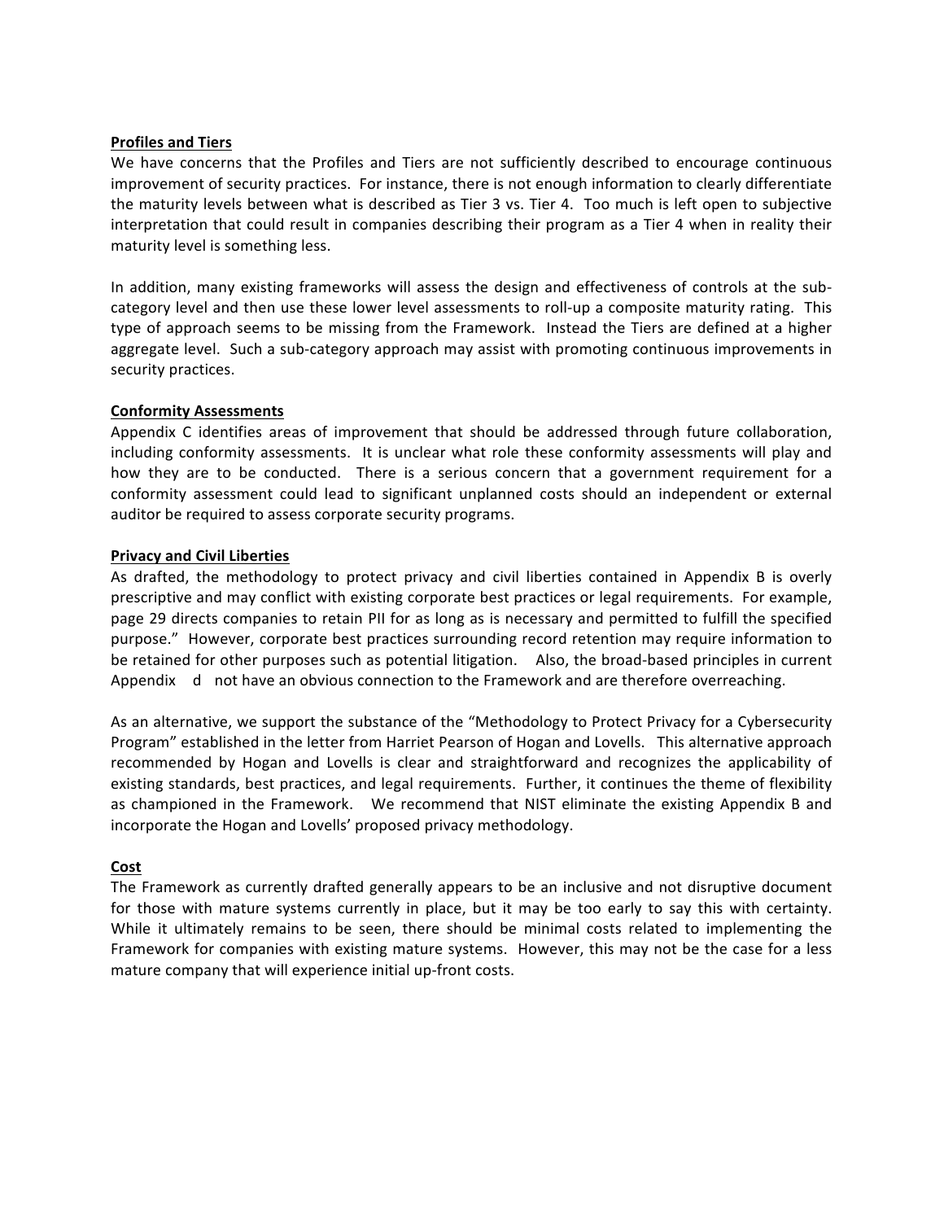**Profiles and Tiers**

We have concerns that the Profiles and Tiers are not sufficiently described to encourage continuous improvement of security practices. For instance, there is not enough information to clearly differentiate the maturity levels between what is described as Tier 3 vs. Tier 4. Too much is left open to subjective interpretation that could result in companies describing their program as a Tier 4 when in reality their maturity level is something less.

In addition, many existing frameworks will assess the design and effectiveness of controls at the sub-category level and then use these lower level assessments to roll-up a composite maturity rating. This type of approach seems to be missing from the Framework. Instead the Tiers are defined at a higher aggregate level. Such a sub-category approach may assist with promoting continuous improvements in security practices.

**Conformity Assessments**

Appendix C identifies areas of improvement that should be addressed through future collaboration, including conformity assessments. It is unclear what role these conformity assessments will play and how they are to be conducted. There is a serious concern that a government requirement for a conformity assessment could lead to significant unplanned costs should an independent or external auditor be required to assess corporate security programs.

**Privacy and Civil Liberties**

As drafted, the methodology to protect privacy and civil liberties contained in Appendix B is overly prescriptive and may conflict with existing corporate best practices or legal requirements. For example, page 29 directs companies to retain PII for as long as is necessary and permitted to fulfill the specified purpose." However, corporate best practices surrounding record retention may require information to be retained for other purposes such as potential litigation. Also, the broad-based principles in current Appendix d not have an obvious connection to the Framework and are therefore overreaching.

As an alternative, we support the substance of the "Methodology to Protect Privacy for a Cybersecurity Program" established in the letter from Harriet Pearson of Hogan and Lovells. This alternative approach recommended by Hogan and Lovells is clear and straightforward and recognizes the applicability of existing standards, best practices, and legal requirements. Further, it continues the theme of flexibility as championed in the Framework. We recommend that NIST eliminate the existing Appendix B and incorporate the Hogan and Lovells' proposed privacy methodology.

**Cost**

The Framework as currently drafted generally appears to be an inclusive and not disruptive document for those with mature systems currently in place, but it may be too early to say this with certainty. While it ultimately remains to be seen, there should be minimal costs related to implementing the Framework for companies with existing mature systems. However, this may not be the case for a less mature company that will experience initial up-front costs.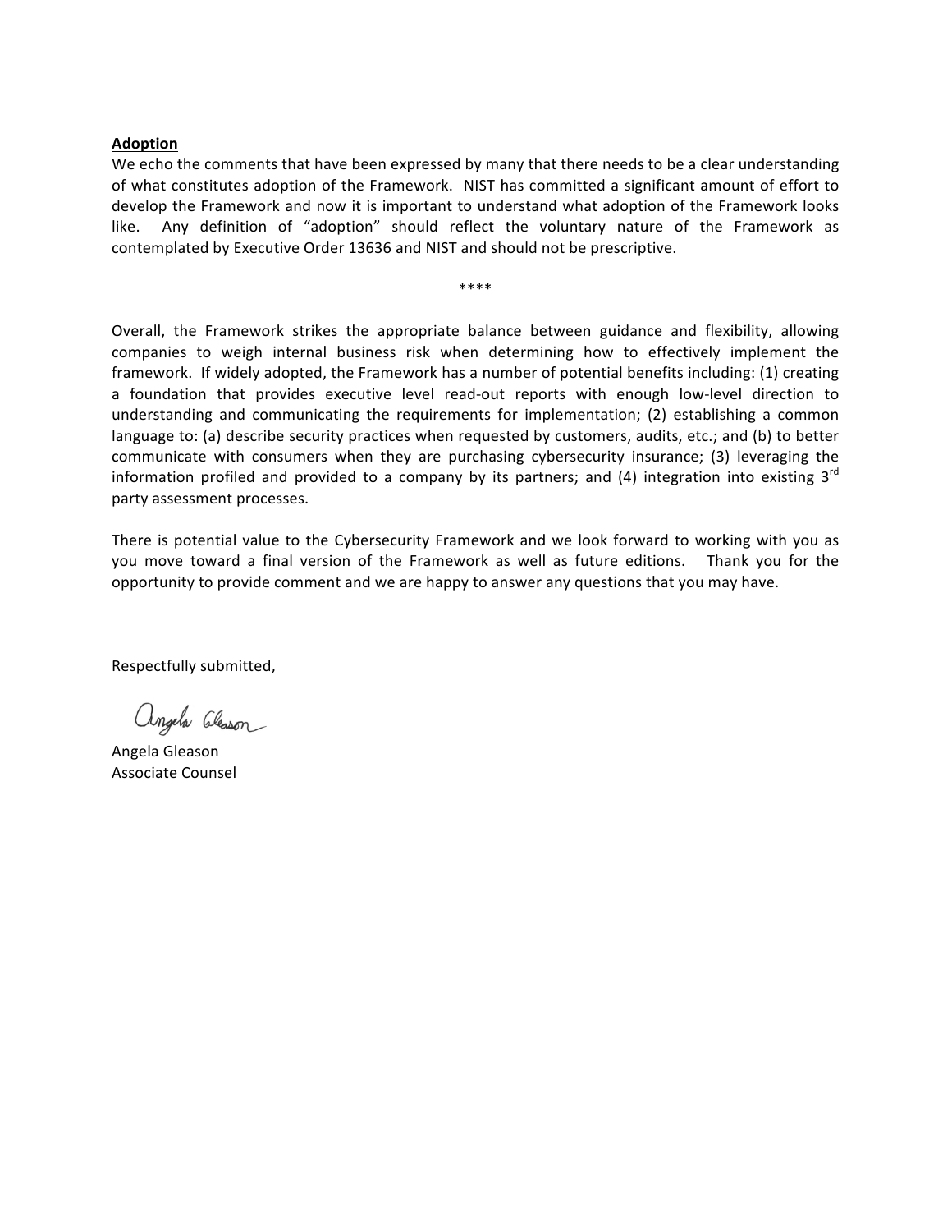**Adoption**

We echo the comments that have been expressed by many that there needs to be a clear understanding of what constitutes adoption of the Framework. NIST has committed a significant amount of effort to develop the Framework and now it is important to understand what adoption of the Framework looks like. Any definition of "adoption" should reflect the voluntary nature of the Framework as contemplated by Executive Order 13636 and NIST and should not be prescriptive.

****

Overall, the Framework strikes the appropriate balance between guidance and flexibility, allowing companies to weigh internal business risk when determining how to effectively implement the framework. If widely adopted, the Framework has a number of potential benefits including: (1) creating a foundation that provides executive level read-out reports with enough low-level direction to understanding and communicating the requirements for implementation; (2) establishing a common language to: (a) describe security practices when requested by customers, audits, etc.; and (b) to better communicate with consumers when they are purchasing cybersecurity insurance; (3) leveraging the information profiled and provided to a company by its partners; and (4) integration into existing 3rd party assessment processes.

There is potential value to the Cybersecurity Framework and we look forward to working with you as you move toward a final version of the Framework as well as future editions. Thank you for the opportunity to provide comment and we are happy to answer any questions that you may have.

Respectfully submitted,

Angela Gleason

Angela Gleason
Associate Counsel